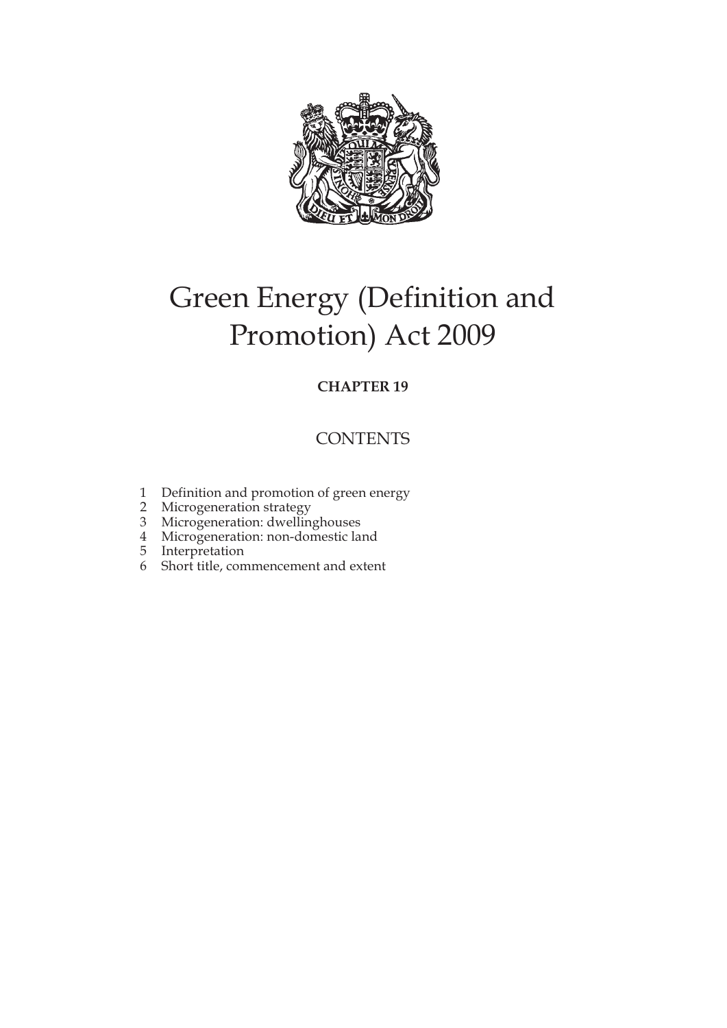# Green Energy (Definition and Promotion) Act 2009

**CHAPTER 19**

## CONTENTS

1 Definition and promotion of green energy
2 Microgeneration strategy
3 Microgeneration: dwellinghouses
4 Microgeneration: non-domestic land
5 Interpretation
6 Short title, commencement and extent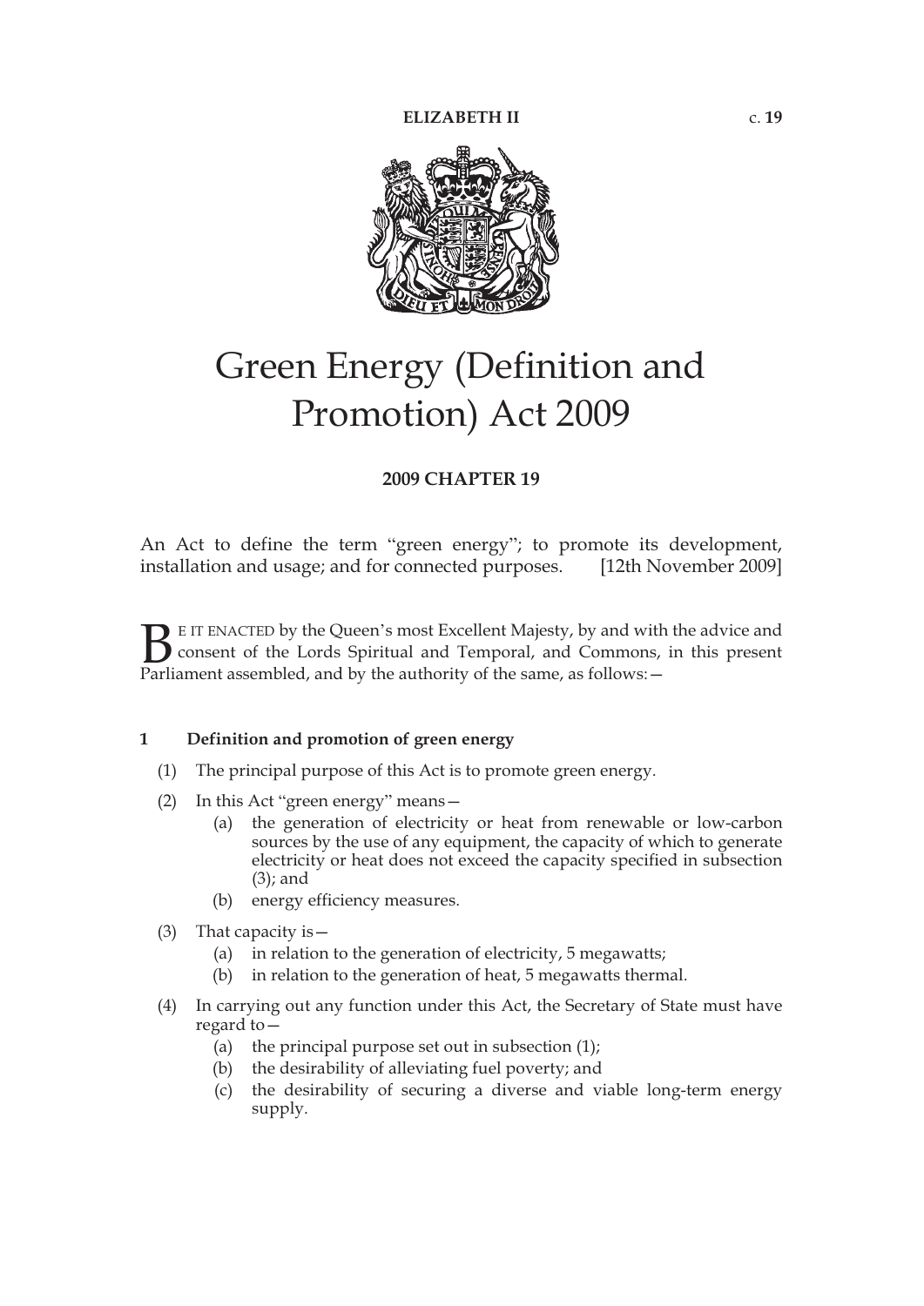# Green Energy (Definition and Promotion) Act 2009

**2009 CHAPTER 19**

An Act to define the term "green energy"; to promote its development, installation and usage; and for connected purposes. [12th November 2009]

BE IT ENACTED by the Queen's most Excellent Majesty, by and with the advice and consent of the Lords Spiritual and Temporal, and Commons, in this present Parliament assembled, and by the authority of the same, as follows:—

**1 Definition and promotion of green energy**

(1) The principal purpose of this Act is to promote green energy.

(2) In this Act "green energy" means—

(a) the generation of electricity or heat from renewable or low-carbon sources by the use of any equipment, the capacity of which to generate electricity or heat does not exceed the capacity specified in subsection (3); and

(b) energy efficiency measures.

(3) That capacity is—

(a) in relation to the generation of electricity, 5 megawatts;

(b) in relation to the generation of heat, 5 megawatts thermal.

(4) In carrying out any function under this Act, the Secretary of State must have regard to—

(a) the principal purpose set out in subsection (1);

(b) the desirability of alleviating fuel poverty; and

(c) the desirability of securing a diverse and viable long-term energy supply.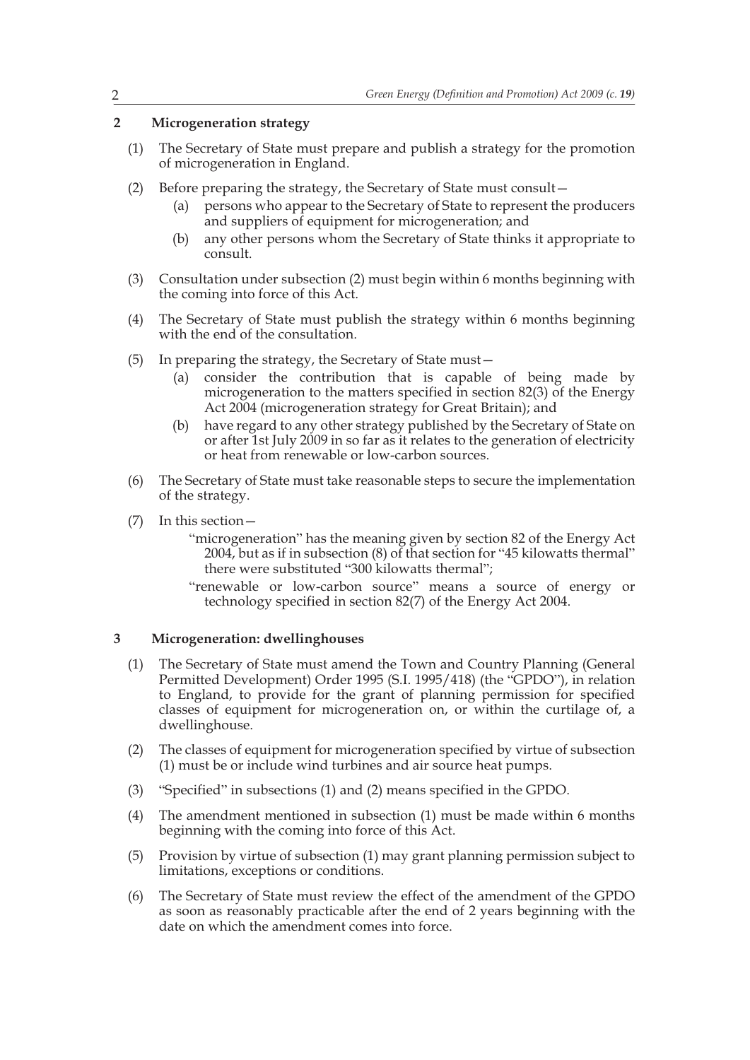## 2 Microgeneration strategy

(1) The Secretary of State must prepare and publish a strategy for the promotion of microgeneration in England.

(2) Before preparing the strategy, the Secretary of State must consult—

- (a) persons who appear to the Secretary of State to represent the producers and suppliers of equipment for microgeneration; and
- (b) any other persons whom the Secretary of State thinks it appropriate to consult.

(3) Consultation under subsection (2) must begin within 6 months beginning with the coming into force of this Act.

(4) The Secretary of State must publish the strategy within 6 months beginning with the end of the consultation.

(5) In preparing the strategy, the Secretary of State must—

- (a) consider the contribution that is capable of being made by microgeneration to the matters specified in section 82(3) of the Energy Act 2004 (microgeneration strategy for Great Britain); and
- (b) have regard to any other strategy published by the Secretary of State on or after 1st July 2009 in so far as it relates to the generation of electricity or heat from renewable or low-carbon sources.

(6) The Secretary of State must take reasonable steps to secure the implementation of the strategy.

(7) In this section—

"microgeneration" has the meaning given by section 82 of the Energy Act 2004, but as if in subsection (8) of that section for "45 kilowatts thermal" there were substituted "300 kilowatts thermal";

"renewable or low-carbon source" means a source of energy or technology specified in section 82(7) of the Energy Act 2004.

## 3 Microgeneration: dwellinghouses

(1) The Secretary of State must amend the Town and Country Planning (General Permitted Development) Order 1995 (S.I. 1995/418) (the "GPDO"), in relation to England, to provide for the grant of planning permission for specified classes of equipment for microgeneration on, or within the curtilage of, a dwellinghouse.

(2) The classes of equipment for microgeneration specified by virtue of subsection (1) must be or include wind turbines and air source heat pumps.

(3) "Specified" in subsections (1) and (2) means specified in the GPDO.

(4) The amendment mentioned in subsection (1) must be made within 6 months beginning with the coming into force of this Act.

(5) Provision by virtue of subsection (1) may grant planning permission subject to limitations, exceptions or conditions.

(6) The Secretary of State must review the effect of the amendment of the GPDO as soon as reasonably practicable after the end of 2 years beginning with the date on which the amendment comes into force.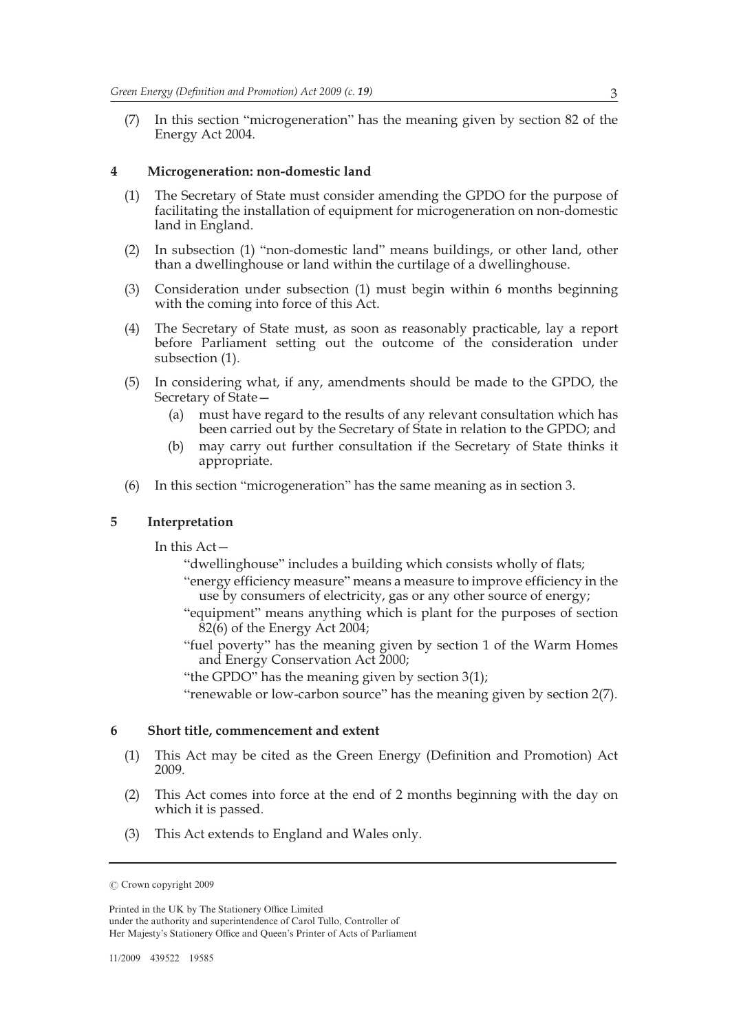(7) In this section "microgeneration" has the meaning given by section 82 of the Energy Act 2004.

## 4 Microgeneration: non-domestic land

(1) The Secretary of State must consider amending the GPDO for the purpose of facilitating the installation of equipment for microgeneration on non-domestic land in England.

(2) In subsection (1) "non-domestic land" means buildings, or other land, other than a dwellinghouse or land within the curtilage of a dwellinghouse.

(3) Consideration under subsection (1) must begin within 6 months beginning with the coming into force of this Act.

(4) The Secretary of State must, as soon as reasonably practicable, lay a report before Parliament setting out the outcome of the consideration under subsection (1).

(5) In considering what, if any, amendments should be made to the GPDO, the Secretary of State—

- (a) must have regard to the results of any relevant consultation which has been carried out by the Secretary of State in relation to the GPDO; and
- (b) may carry out further consultation if the Secretary of State thinks it appropriate.

(6) In this section "microgeneration" has the same meaning as in section 3.

## 5 Interpretation

In this Act—

"dwellinghouse" includes a building which consists wholly of flats;

"energy efficiency measure" means a measure to improve efficiency in the use by consumers of electricity, gas or any other source of energy;

"equipment" means anything which is plant for the purposes of section 82(6) of the Energy Act 2004;

"fuel poverty" has the meaning given by section 1 of the Warm Homes and Energy Conservation Act 2000;

"the GPDO" has the meaning given by section 3(1);

"renewable or low-carbon source" has the meaning given by section 2(7).

## 6 Short title, commencement and extent

(1) This Act may be cited as the Green Energy (Definition and Promotion) Act 2009.

(2) This Act comes into force at the end of 2 months beginning with the day on which it is passed.

(3) This Act extends to England and Wales only.

---

© Crown copyright 2009

Printed in the UK by The Stationery Office Limited
under the authority and superintendence of Carol Tullo, Controller of
Her Majesty's Stationery Office and Queen's Printer of Acts of Parliament

11/2009 439522 19585